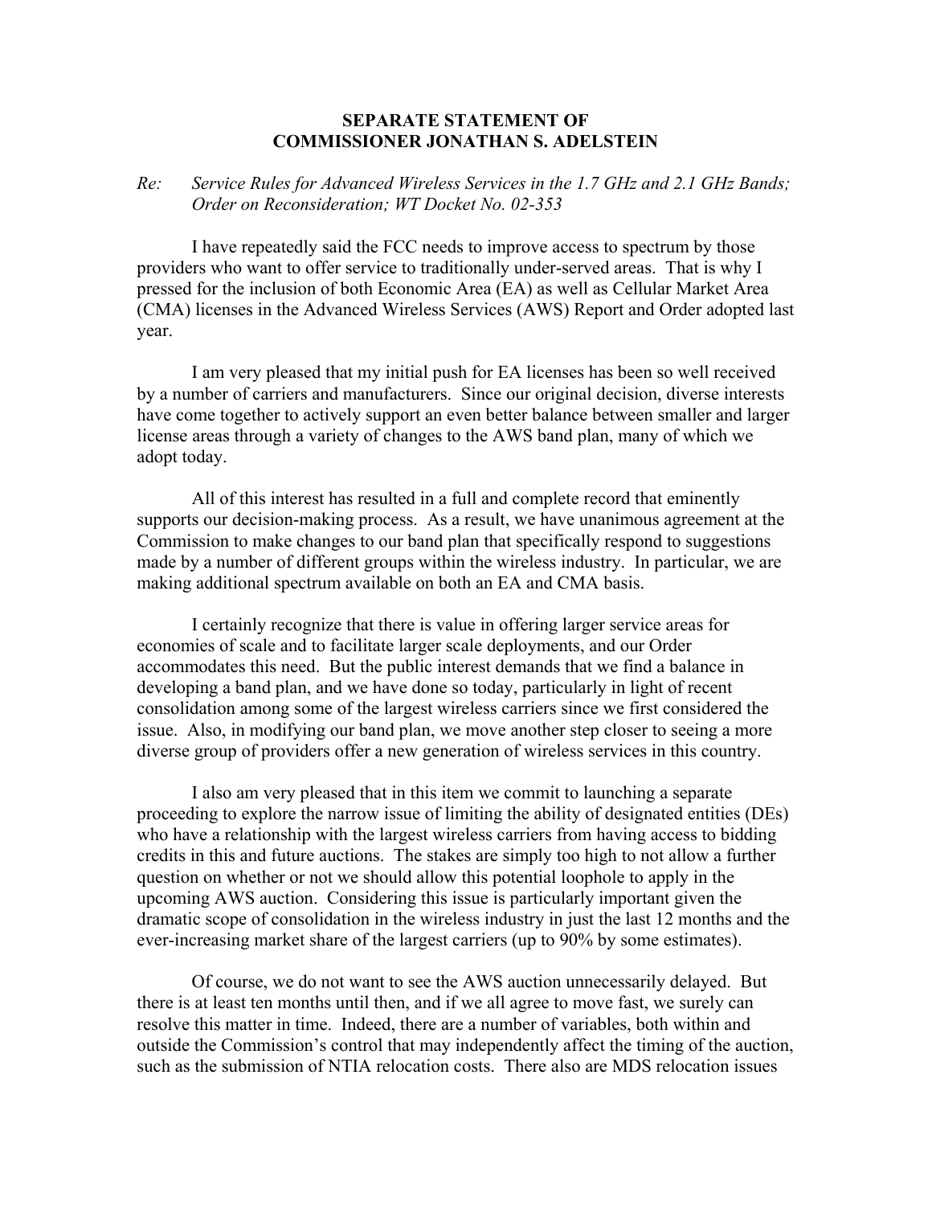**SEPARATE STATEMENT OF**
**COMMISSIONER JONATHAN S. ADELSTEIN**

*Re: Service Rules for Advanced Wireless Services in the 1.7 GHz and 2.1 GHz Bands; Order on Reconsideration; WT Docket No. 02-353*

I have repeatedly said the FCC needs to improve access to spectrum by those providers who want to offer service to traditionally under-served areas. That is why I pressed for the inclusion of both Economic Area (EA) as well as Cellular Market Area (CMA) licenses in the Advanced Wireless Services (AWS) Report and Order adopted last year.

I am very pleased that my initial push for EA licenses has been so well received by a number of carriers and manufacturers. Since our original decision, diverse interests have come together to actively support an even better balance between smaller and larger license areas through a variety of changes to the AWS band plan, many of which we adopt today.

All of this interest has resulted in a full and complete record that eminently supports our decision-making process. As a result, we have unanimous agreement at the Commission to make changes to our band plan that specifically respond to suggestions made by a number of different groups within the wireless industry. In particular, we are making additional spectrum available on both an EA and CMA basis.

I certainly recognize that there is value in offering larger service areas for economies of scale and to facilitate larger scale deployments, and our Order accommodates this need. But the public interest demands that we find a balance in developing a band plan, and we have done so today, particularly in light of recent consolidation among some of the largest wireless carriers since we first considered the issue. Also, in modifying our band plan, we move another step closer to seeing a more diverse group of providers offer a new generation of wireless services in this country.

I also am very pleased that in this item we commit to launching a separate proceeding to explore the narrow issue of limiting the ability of designated entities (DEs) who have a relationship with the largest wireless carriers from having access to bidding credits in this and future auctions. The stakes are simply too high to not allow a further question on whether or not we should allow this potential loophole to apply in the upcoming AWS auction. Considering this issue is particularly important given the dramatic scope of consolidation in the wireless industry in just the last 12 months and the ever-increasing market share of the largest carriers (up to 90% by some estimates).

Of course, we do not want to see the AWS auction unnecessarily delayed. But there is at least ten months until then, and if we all agree to move fast, we surely can resolve this matter in time. Indeed, there are a number of variables, both within and outside the Commission's control that may independently affect the timing of the auction, such as the submission of NTIA relocation costs. There also are MDS relocation issues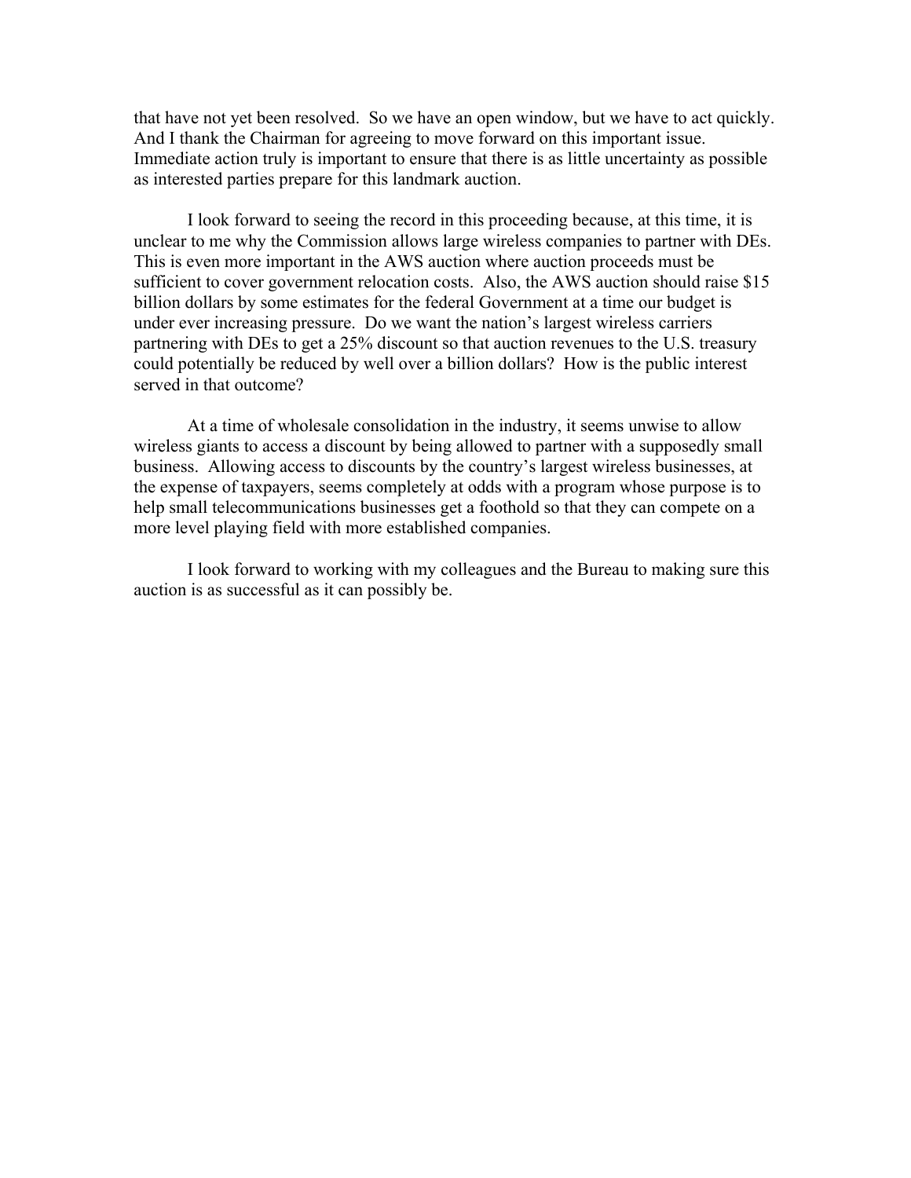that have not yet been resolved. So we have an open window, but we have to act quickly. And I thank the Chairman for agreeing to move forward on this important issue. Immediate action truly is important to ensure that there is as little uncertainty as possible as interested parties prepare for this landmark auction.

I look forward to seeing the record in this proceeding because, at this time, it is unclear to me why the Commission allows large wireless companies to partner with DEs. This is even more important in the AWS auction where auction proceeds must be sufficient to cover government relocation costs. Also, the AWS auction should raise $15 billion dollars by some estimates for the federal Government at a time our budget is under ever increasing pressure. Do we want the nation's largest wireless carriers partnering with DEs to get a 25% discount so that auction revenues to the U.S. treasury could potentially be reduced by well over a billion dollars? How is the public interest served in that outcome?

At a time of wholesale consolidation in the industry, it seems unwise to allow wireless giants to access a discount by being allowed to partner with a supposedly small business. Allowing access to discounts by the country's largest wireless businesses, at the expense of taxpayers, seems completely at odds with a program whose purpose is to help small telecommunications businesses get a foothold so that they can compete on a more level playing field with more established companies.

I look forward to working with my colleagues and the Bureau to making sure this auction is as successful as it can possibly be.